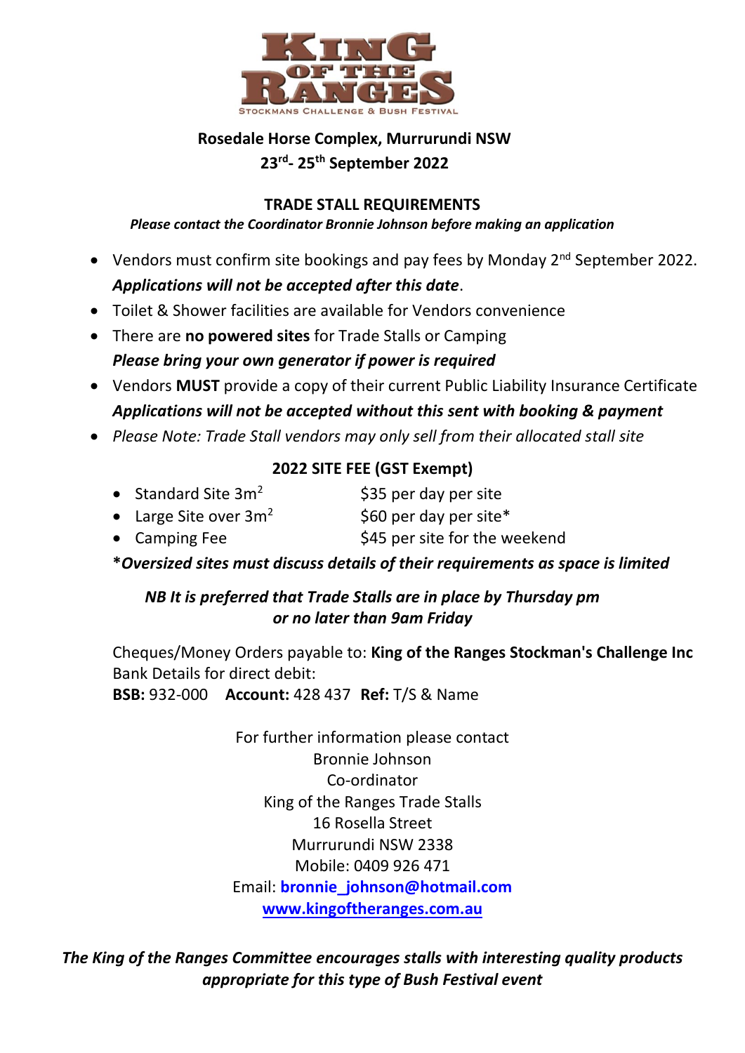# KING OF THE RANGES

STOCKMANS CHALLENGE & BUSH FESTIVAL

**Rosedale Horse Complex, Murrurundi NSW**

**23rd- 25th September 2022**

## TRADE STALL REQUIREMENTS

***Please contact the Coordinator Bronnie Johnson before making an application***

- Vendors must confirm site bookings and pay fees by Monday 2nd September 2022. ***Applications will not be accepted after this date***.
- Toilet & Shower facilities are available for Vendors convenience
- There are **no powered sites** for Trade Stalls or Camping ***Please bring your own generator if power is required***
- Vendors **MUST** provide a copy of their current Public Liability Insurance Certificate ***Applications will not be accepted without this sent with booking & payment***
- *Please Note: Trade Stall vendors may only sell from their allocated stall site*

## 2022 SITE FEE (GST Exempt)

- Standard Site $3m^2$ — $35 per day per site
- Large Site over $3m^2$ — $60 per day per site*
- Camping Fee — $45 per site for the weekend

***Oversized sites must discuss details of their requirements as space is limited***

***NB It is preferred that Trade Stalls are in place by Thursday pm or no later than 9am Friday***

Cheques/Money Orders payable to: **King of the Ranges Stockman's Challenge Inc**
Bank Details for direct debit:
**BSB:** 932-000 **Account:** 428 437 **Ref:** T/S & Name

For further information please contact
Bronnie Johnson
Co-ordinator
King of the Ranges Trade Stalls
16 Rosella Street
Murrurundi NSW 2338
Mobile: 0409 926 471
Email: **bronnie_johnson@hotmail.com**
**www.kingoftheranges.com.au**

***The King of the Ranges Committee encourages stalls with interesting quality products appropriate for this type of Bush Festival event***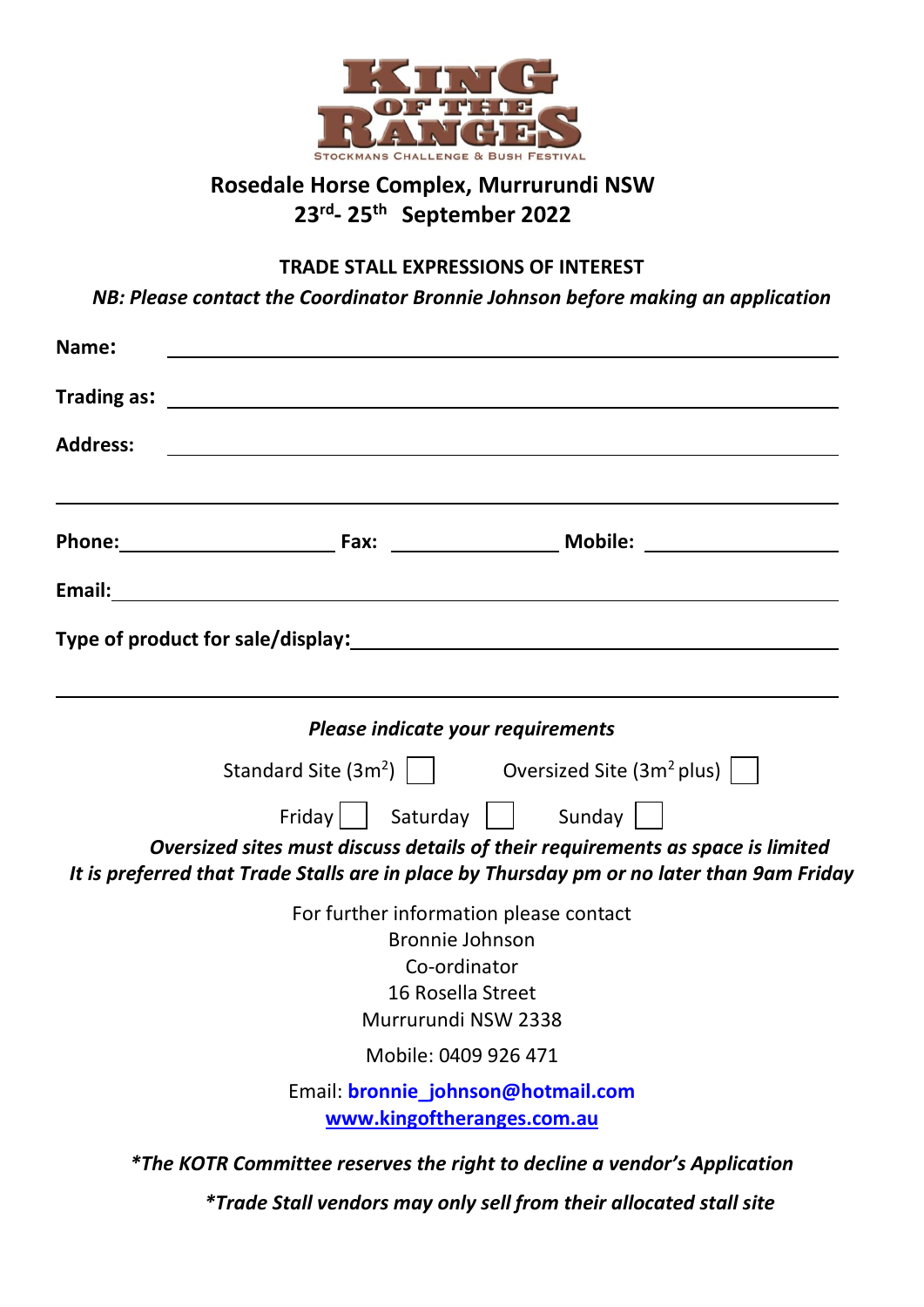# KING OF THE RANGES

STOCKMANS CHALLENGE & BUSH FESTIVAL

## Rosedale Horse Complex, Murrurundi NSW
## 23rd- 25th September 2022

### TRADE STALL EXPRESSIONS OF INTEREST

***NB: Please contact the Coordinator Bronnie Johnson before making an application***

**Name:** ______________________________________________

**Trading as:** ______________________________________________

**Address:** ______________________________________________

______________________________________________

**Phone:** ____________________ **Fax:** ________________ **Mobile:** ________________

**Email:** ______________________________________________

**Type of product for sale/display:** ______________________________________________

______________________________________________

***Please indicate your requirements***

Standard Site ($3m^2$) ☐ Oversized Site ($3m^2$ plus) ☐

Friday ☐ Saturday ☐ Sunday ☐

***Oversized sites must discuss details of their requirements as space is limited***

***It is preferred that Trade Stalls are in place by Thursday pm or no later than 9am Friday***

For further information please contact
Bronnie Johnson
Co-ordinator
16 Rosella Street
Murrurundi NSW 2338

Mobile: 0409 926 471

Email: **bronnie_johnson@hotmail.com**
**www.kingoftheranges.com.au**

****The KOTR Committee reserves the right to decline a vendor's Application***

****Trade Stall vendors may only sell from their allocated stall site***